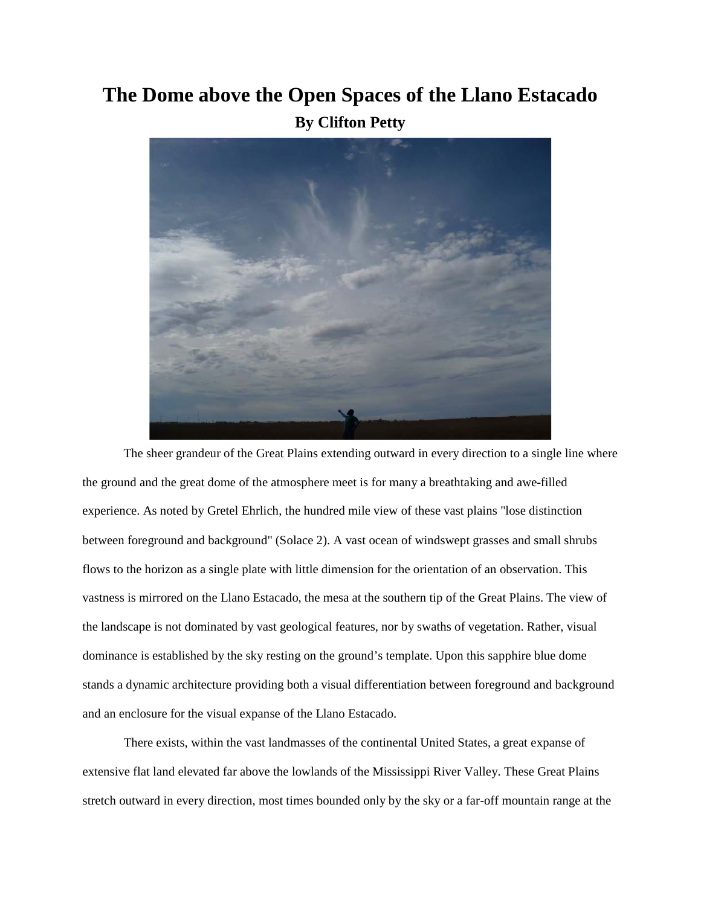# The Dome above the Open Spaces of the Llano Estacado

### By Clifton Petty

The sheer grandeur of the Great Plains extending outward in every direction to a single line where the ground and the great dome of the atmosphere meet is for many a breathtaking and awe-filled experience. As noted by Gretel Ehrlich, the hundred mile view of these vast plains "lose distinction between foreground and background" (Solace 2). A vast ocean of windswept grasses and small shrubs flows to the horizon as a single plate with little dimension for the orientation of an observation. This vastness is mirrored on the Llano Estacado, the mesa at the southern tip of the Great Plains. The view of the landscape is not dominated by vast geological features, nor by swaths of vegetation. Rather, visual dominance is established by the sky resting on the ground's template. Upon this sapphire blue dome stands a dynamic architecture providing both a visual differentiation between foreground and background and an enclosure for the visual expanse of the Llano Estacado.

There exists, within the vast landmasses of the continental United States, a great expanse of extensive flat land elevated far above the lowlands of the Mississippi River Valley. These Great Plains stretch outward in every direction, most times bounded only by the sky or a far-off mountain range at the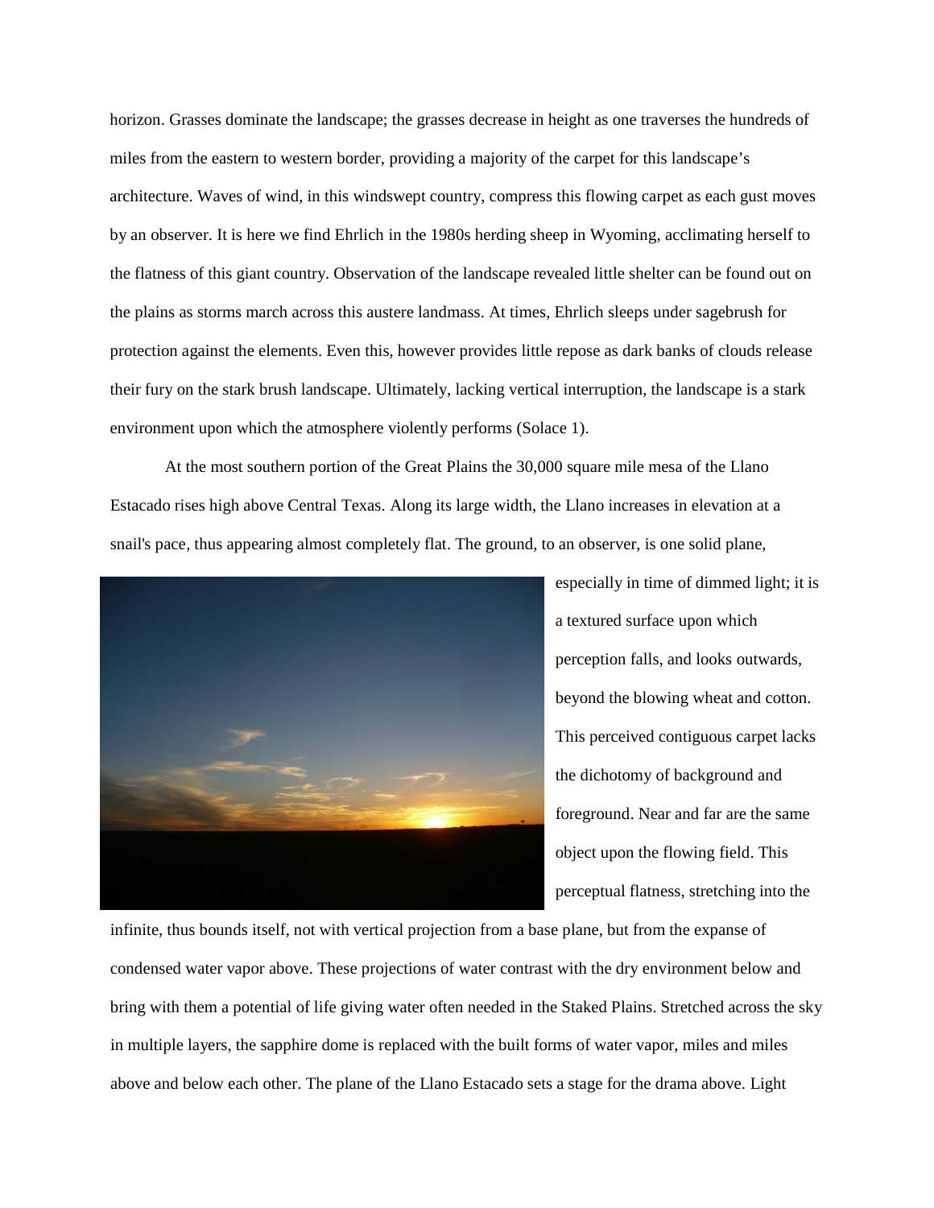horizon. Grasses dominate the landscape; the grasses decrease in height as one traverses the hundreds of miles from the eastern to western border, providing a majority of the carpet for this landscape's architecture. Waves of wind, in this windswept country, compress this flowing carpet as each gust moves by an observer. It is here we find Ehrlich in the 1980s herding sheep in Wyoming, acclimating herself to the flatness of this giant country. Observation of the landscape revealed little shelter can be found out on the plains as storms march across this austere landmass. At times, Ehrlich sleeps under sagebrush for protection against the elements. Even this, however provides little repose as dark banks of clouds release their fury on the stark brush landscape. Ultimately, lacking vertical interruption, the landscape is a stark environment upon which the atmosphere violently performs (Solace 1).

At the most southern portion of the Great Plains the 30,000 square mile mesa of the Llano Estacado rises high above Central Texas. Along its large width, the Llano increases in elevation at a snail's pace, thus appearing almost completely flat. The ground, to an observer, is one solid plane, especially in time of dimmed light; it is a textured surface upon which perception falls, and looks outwards, beyond the blowing wheat and cotton. This perceived contiguous carpet lacks the dichotomy of background and foreground. Near and far are the same object upon the flowing field. This perceptual flatness, stretching into the infinite, thus bounds itself, not with vertical projection from a base plane, but from the expanse of condensed water vapor above. These projections of water contrast with the dry environment below and bring with them a potential of life giving water often needed in the Staked Plains. Stretched across the sky in multiple layers, the sapphire dome is replaced with the built forms of water vapor, miles and miles above and below each other. The plane of the Llano Estacado sets a stage for the drama above. Light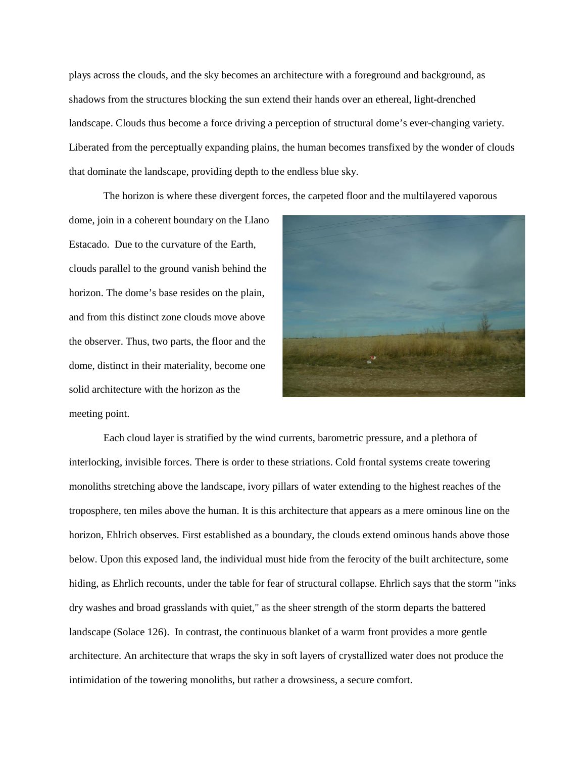plays across the clouds, and the sky becomes an architecture with a foreground and background, as shadows from the structures blocking the sun extend their hands over an ethereal, light-drenched landscape. Clouds thus become a force driving a perception of structural dome's ever-changing variety. Liberated from the perceptually expanding plains, the human becomes transfixed by the wonder of clouds that dominate the landscape, providing depth to the endless blue sky.

The horizon is where these divergent forces, the carpeted floor and the multilayered vaporous dome, join in a coherent boundary on the Llano Estacado. Due to the curvature of the Earth, clouds parallel to the ground vanish behind the horizon. The dome's base resides on the plain, and from this distinct zone clouds move above the observer. Thus, two parts, the floor and the dome, distinct in their materiality, become one solid architecture with the horizon as the meeting point.

Each cloud layer is stratified by the wind currents, barometric pressure, and a plethora of interlocking, invisible forces. There is order to these striations. Cold frontal systems create towering monoliths stretching above the landscape, ivory pillars of water extending to the highest reaches of the troposphere, ten miles above the human. It is this architecture that appears as a mere ominous line on the horizon, Ehlrich observes. First established as a boundary, the clouds extend ominous hands above those below. Upon this exposed land, the individual must hide from the ferocity of the built architecture, some hiding, as Ehlrich recounts, under the table for fear of structural collapse. Ehlrich says that the storm "inks dry washes and broad grasslands with quiet," as the sheer strength of the storm departs the battered landscape (Solace 126). In contrast, the continuous blanket of a warm front provides a more gentle architecture. An architecture that wraps the sky in soft layers of crystallized water does not produce the intimidation of the towering monoliths, but rather a drowsiness, a secure comfort.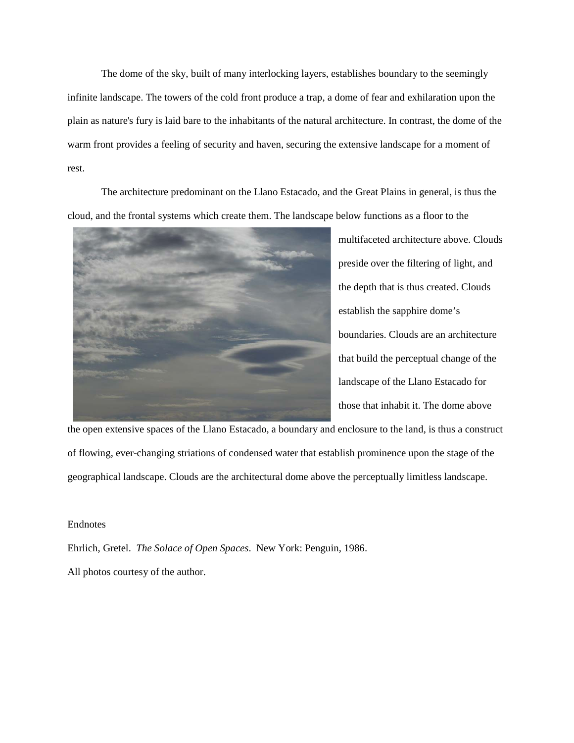The dome of the sky, built of many interlocking layers, establishes boundary to the seemingly infinite landscape. The towers of the cold front produce a trap, a dome of fear and exhilaration upon the plain as nature's fury is laid bare to the inhabitants of the natural architecture. In contrast, the dome of the warm front provides a feeling of security and haven, securing the extensive landscape for a moment of rest.

The architecture predominant on the Llano Estacado, and the Great Plains in general, is thus the cloud, and the frontal systems which create them. The landscape below functions as a floor to the multifaceted architecture above. Clouds preside over the filtering of light, and the depth that is thus created. Clouds establish the sapphire dome's boundaries. Clouds are an architecture that build the perceptual change of the landscape of the Llano Estacado for those that inhabit it. The dome above the open extensive spaces of the Llano Estacado, a boundary and enclosure to the land, is thus a construct of flowing, ever-changing striations of condensed water that establish prominence upon the stage of the geographical landscape. Clouds are the architectural dome above the perceptually limitless landscape.

Endnotes

Ehrlich, Gretel. *The Solace of Open Spaces*. New York: Penguin, 1986.

All photos courtesy of the author.